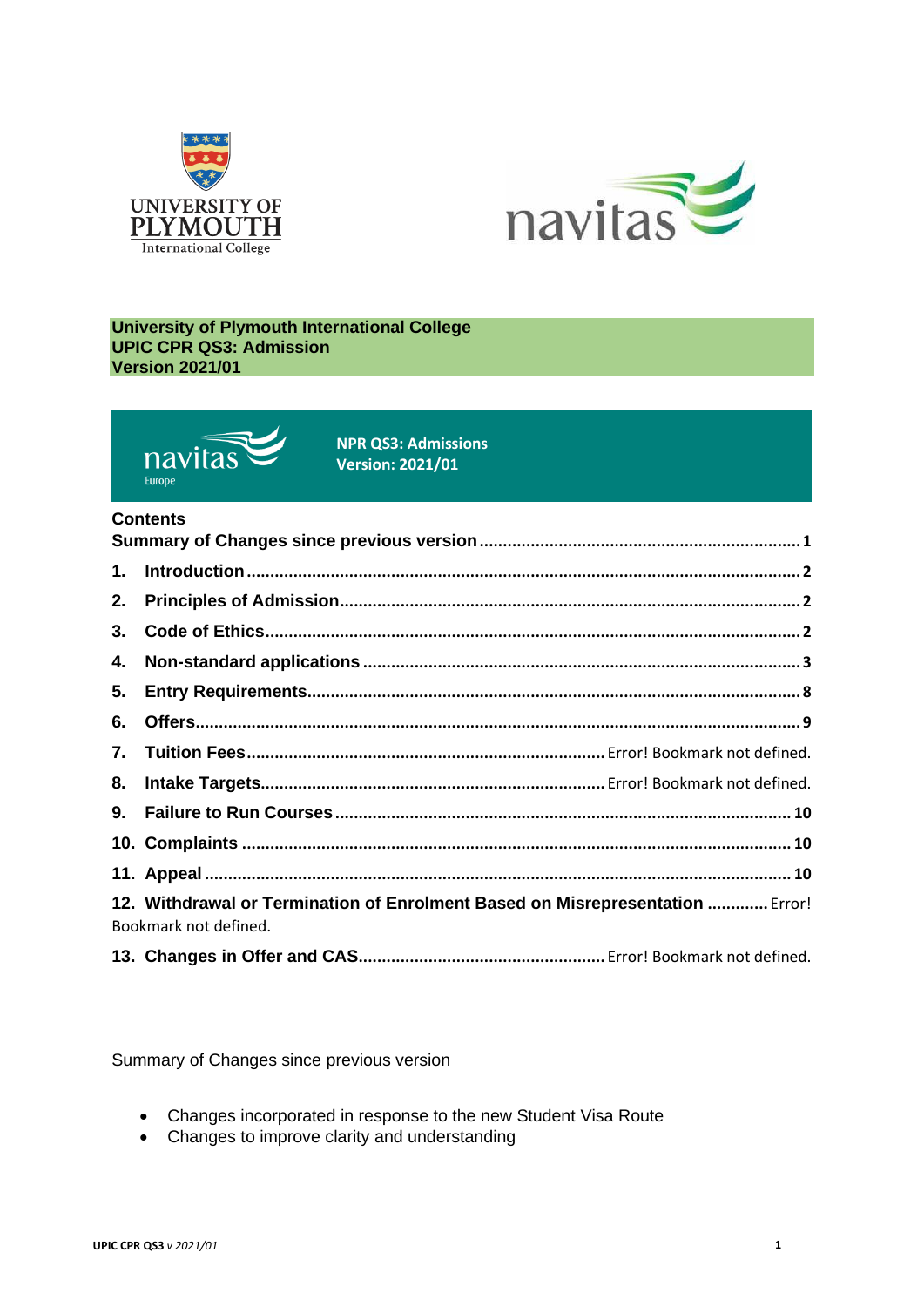UNIVERSITY OF PLYMOUTH International College

navitas

**University of Plymouth International College**
**UPIC CPR QS3: Admission**
**Version 2021/01**

navitas Europe

**NPR QS3: Admissions**
**Version: 2021/01**

**Contents**

**Summary of Changes since previous version** ........ 1

1. **Introduction** ........ 2
2. **Principles of Admission** ........ 2
3. **Code of Ethics** ........ 2
4. **Non-standard applications** ........ 3
5. **Entry Requirements** ........ 8
6. **Offers** ........ 9
7. **Tuition Fees** ........ Error! Bookmark not defined.
8. **Intake Targets** ........ Error! Bookmark not defined.
9. **Failure to Run Courses** ........ 10
10. **Complaints** ........ 10
11. **Appeal** ........ 10
12. **Withdrawal or Termination of Enrolment Based on Misrepresentation** ........ Error! Bookmark not defined.
13. **Changes in Offer and CAS** ........ Error! Bookmark not defined.

Summary of Changes since previous version

- Changes incorporated in response to the new Student Visa Route
- Changes to improve clarity and understanding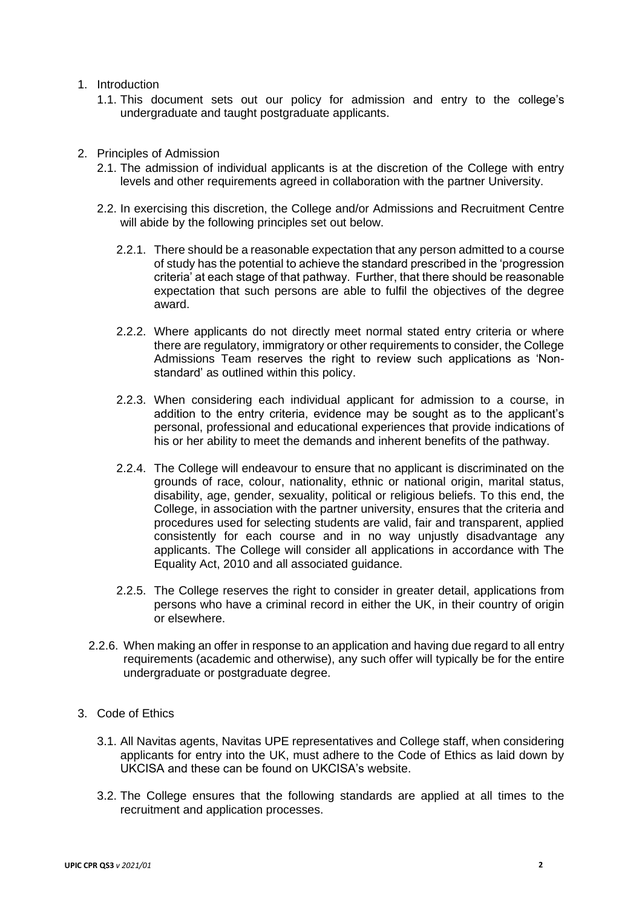1. Introduction
    1.1. This document sets out our policy for admission and entry to the college's undergraduate and taught postgraduate applicants.

2. Principles of Admission
    2.1. The admission of individual applicants is at the discretion of the College with entry levels and other requirements agreed in collaboration with the partner University.

    2.2. In exercising this discretion, the College and/or Admissions and Recruitment Centre will abide by the following principles set out below.

        2.2.1. There should be a reasonable expectation that any person admitted to a course of study has the potential to achieve the standard prescribed in the 'progression criteria' at each stage of that pathway. Further, that there should be reasonable expectation that such persons are able to fulfil the objectives of the degree award.

        2.2.2. Where applicants do not directly meet normal stated entry criteria or where there are regulatory, immigratory or other requirements to consider, the College Admissions Team reserves the right to review such applications as 'Non-standard' as outlined within this policy.

        2.2.3. When considering each individual applicant for admission to a course, in addition to the entry criteria, evidence may be sought as to the applicant's personal, professional and educational experiences that provide indications of his or her ability to meet the demands and inherent benefits of the pathway.

        2.2.4. The College will endeavour to ensure that no applicant is discriminated on the grounds of race, colour, nationality, ethnic or national origin, marital status, disability, age, gender, sexuality, political or religious beliefs. To this end, the College, in association with the partner university, ensures that the criteria and procedures used for selecting students are valid, fair and transparent, applied consistently for each course and in no way unjustly disadvantage any applicants. The College will consider all applications in accordance with The Equality Act, 2010 and all associated guidance.

        2.2.5. The College reserves the right to consider in greater detail, applications from persons who have a criminal record in either the UK, in their country of origin or elsewhere.

    2.2.6. When making an offer in response to an application and having due regard to all entry requirements (academic and otherwise), any such offer will typically be for the entire undergraduate or postgraduate degree.

3. Code of Ethics

    3.1. All Navitas agents, Navitas UPE representatives and College staff, when considering applicants for entry into the UK, must adhere to the Code of Ethics as laid down by UKCISA and these can be found on UKCISA's website.

    3.2. The College ensures that the following standards are applied at all times to the recruitment and application processes.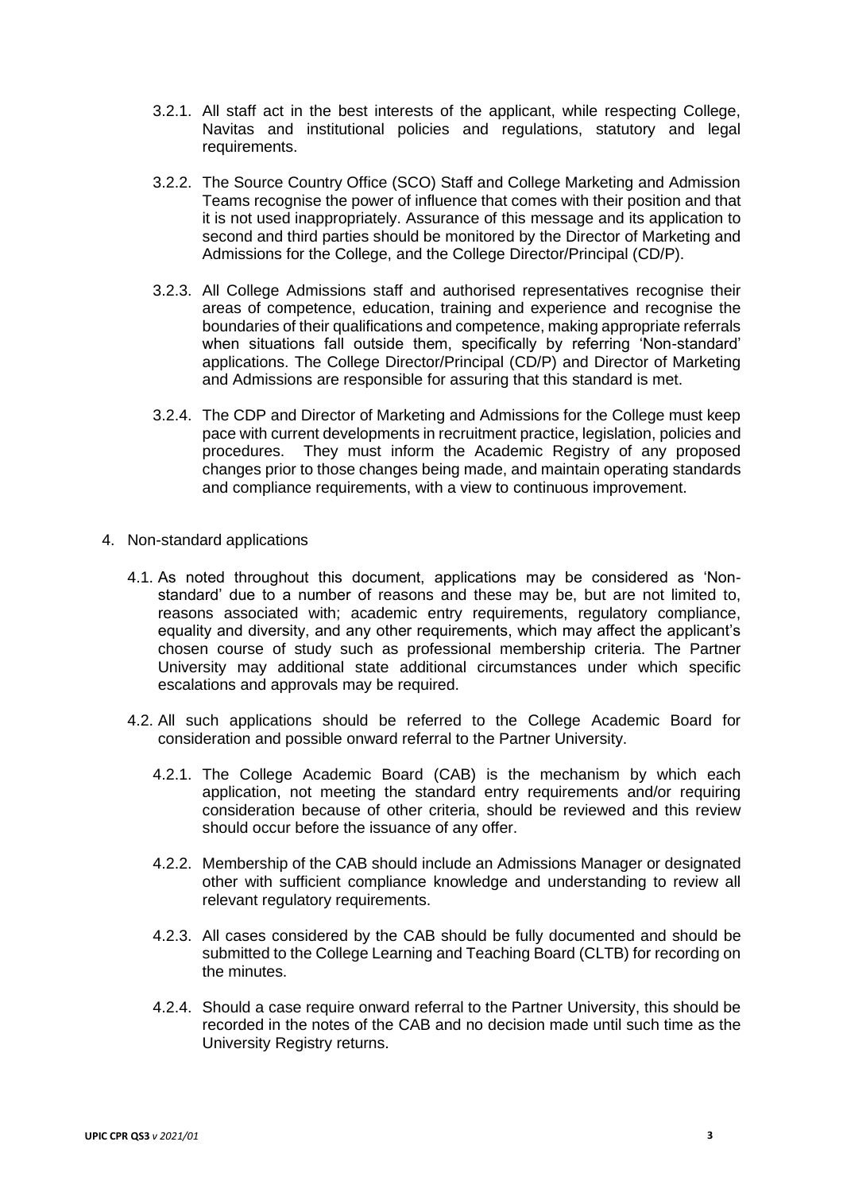3.2.1. All staff act in the best interests of the applicant, while respecting College, Navitas and institutional policies and regulations, statutory and legal requirements.

3.2.2. The Source Country Office (SCO) Staff and College Marketing and Admission Teams recognise the power of influence that comes with their position and that it is not used inappropriately. Assurance of this message and its application to second and third parties should be monitored by the Director of Marketing and Admissions for the College, and the College Director/Principal (CD/P).

3.2.3. All College Admissions staff and authorised representatives recognise their areas of competence, education, training and experience and recognise the boundaries of their qualifications and competence, making appropriate referrals when situations fall outside them, specifically by referring 'Non-standard' applications. The College Director/Principal (CD/P) and Director of Marketing and Admissions are responsible for assuring that this standard is met.

3.2.4. The CDP and Director of Marketing and Admissions for the College must keep pace with current developments in recruitment practice, legislation, policies and procedures. They must inform the Academic Registry of any proposed changes prior to those changes being made, and maintain operating standards and compliance requirements, with a view to continuous improvement.

4. Non-standard applications

4.1. As noted throughout this document, applications may be considered as 'Non-standard' due to a number of reasons and these may be, but are not limited to, reasons associated with; academic entry requirements, regulatory compliance, equality and diversity, and any other requirements, which may affect the applicant's chosen course of study such as professional membership criteria. The Partner University may additional state additional circumstances under which specific escalations and approvals may be required.

4.2. All such applications should be referred to the College Academic Board for consideration and possible onward referral to the Partner University.

4.2.1. The College Academic Board (CAB) is the mechanism by which each application, not meeting the standard entry requirements and/or requiring consideration because of other criteria, should be reviewed and this review should occur before the issuance of any offer.

4.2.2. Membership of the CAB should include an Admissions Manager or designated other with sufficient compliance knowledge and understanding to review all relevant regulatory requirements.

4.2.3. All cases considered by the CAB should be fully documented and should be submitted to the College Learning and Teaching Board (CLTB) for recording on the minutes.

4.2.4. Should a case require onward referral to the Partner University, this should be recorded in the notes of the CAB and no decision made until such time as the University Registry returns.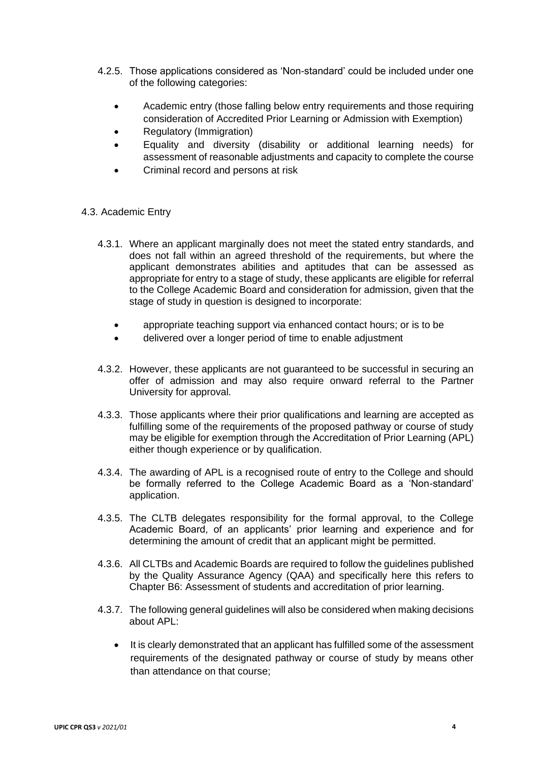4.2.5. Those applications considered as 'Non-standard' could be included under one of the following categories:

- Academic entry (those falling below entry requirements and those requiring consideration of Accredited Prior Learning or Admission with Exemption)
- Regulatory (Immigration)
- Equality and diversity (disability or additional learning needs) for assessment of reasonable adjustments and capacity to complete the course
- Criminal record and persons at risk

4.3. Academic Entry

4.3.1. Where an applicant marginally does not meet the stated entry standards, and does not fall within an agreed threshold of the requirements, but where the applicant demonstrates abilities and aptitudes that can be assessed as appropriate for entry to a stage of study, these applicants are eligible for referral to the College Academic Board and consideration for admission, given that the stage of study in question is designed to incorporate:

- appropriate teaching support via enhanced contact hours; or is to be
- delivered over a longer period of time to enable adjustment

4.3.2. However, these applicants are not guaranteed to be successful in securing an offer of admission and may also require onward referral to the Partner University for approval.

4.3.3. Those applicants where their prior qualifications and learning are accepted as fulfilling some of the requirements of the proposed pathway or course of study may be eligible for exemption through the Accreditation of Prior Learning (APL) either though experience or by qualification.

4.3.4. The awarding of APL is a recognised route of entry to the College and should be formally referred to the College Academic Board as a 'Non-standard' application.

4.3.5. The CLTB delegates responsibility for the formal approval, to the College Academic Board, of an applicants' prior learning and experience and for determining the amount of credit that an applicant might be permitted.

4.3.6. All CLTBs and Academic Boards are required to follow the guidelines published by the Quality Assurance Agency (QAA) and specifically here this refers to Chapter B6: Assessment of students and accreditation of prior learning.

4.3.7. The following general guidelines will also be considered when making decisions about APL:

- It is clearly demonstrated that an applicant has fulfilled some of the assessment requirements of the designated pathway or course of study by means other than attendance on that course;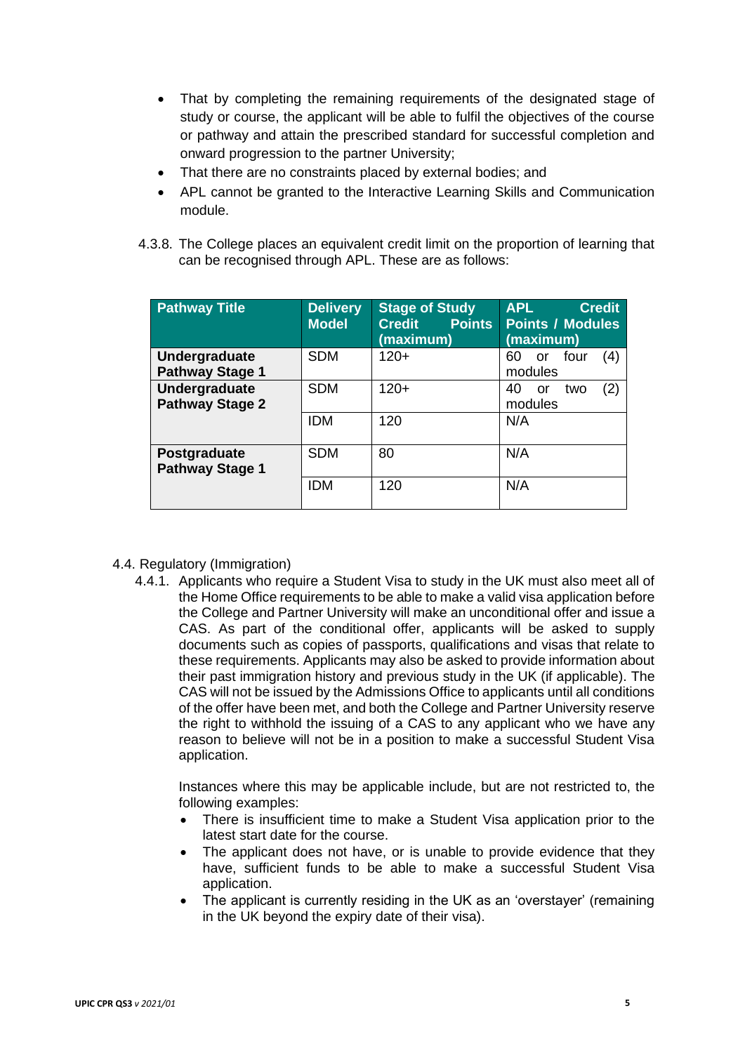- That by completing the remaining requirements of the designated stage of study or course, the applicant will be able to fulfil the objectives of the course or pathway and attain the prescribed standard for successful completion and onward progression to the partner University;
- That there are no constraints placed by external bodies; and
- APL cannot be granted to the Interactive Learning Skills and Communication module.

4.3.8. The College places an equivalent credit limit on the proportion of learning that can be recognised through APL. These are as follows:

| Pathway Title | Delivery Model | Stage of Study Credit Points (maximum) | APL Credit Points / Modules (maximum) |
|---|---|---|---|
| **Undergraduate Pathway Stage 1** | SDM | 120+ | 60 or four (4) modules |
| **Undergraduate Pathway Stage 2** | SDM | 120+ | 40 or two (2) modules |
| | IDM | 120 | N/A |
| **Postgraduate Pathway Stage 1** | SDM | 80 | N/A |
| | IDM | 120 | N/A |

4.4. Regulatory (Immigration)

4.4.1. Applicants who require a Student Visa to study in the UK must also meet all of the Home Office requirements to be able to make a valid visa application before the College and Partner University will make an unconditional offer and issue a CAS. As part of the conditional offer, applicants will be asked to supply documents such as copies of passports, qualifications and visas that relate to these requirements. Applicants may also be asked to provide information about their past immigration history and previous study in the UK (if applicable). The CAS will not be issued by the Admissions Office to applicants until all conditions of the offer have been met, and both the College and Partner University reserve the right to withhold the issuing of a CAS to any applicant who we have any reason to believe will not be in a position to make a successful Student Visa application.

Instances where this may be applicable include, but are not restricted to, the following examples:

- There is insufficient time to make a Student Visa application prior to the latest start date for the course.
- The applicant does not have, or is unable to provide evidence that they have, sufficient funds to be able to make a successful Student Visa application.
- The applicant is currently residing in the UK as an 'overstayer' (remaining in the UK beyond the expiry date of their visa).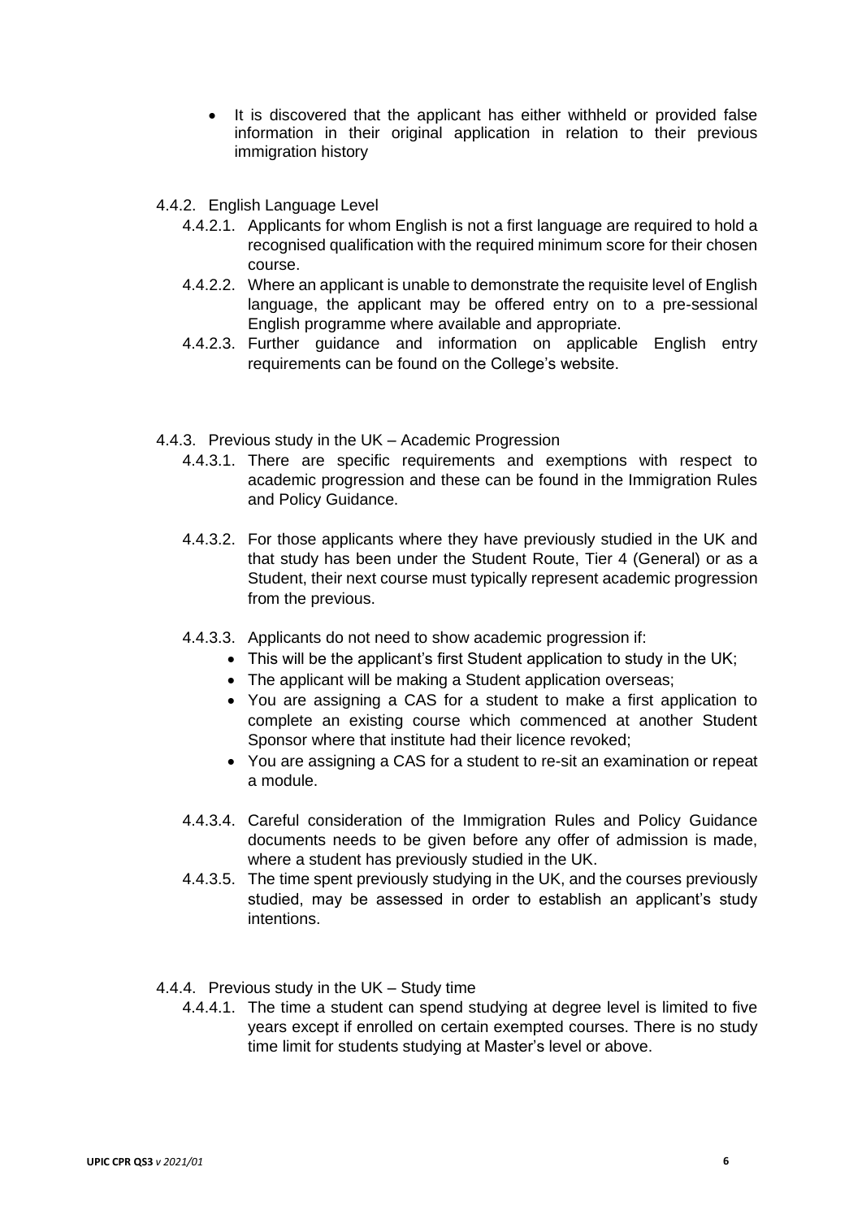- It is discovered that the applicant has either withheld or provided false information in their original application in relation to their previous immigration history

4.4.2. English Language Level

4.4.2.1. Applicants for whom English is not a first language are required to hold a recognised qualification with the required minimum score for their chosen course.

4.4.2.2. Where an applicant is unable to demonstrate the requisite level of English language, the applicant may be offered entry on to a pre-sessional English programme where available and appropriate.

4.4.2.3. Further guidance and information on applicable English entry requirements can be found on the College's website.

4.4.3. Previous study in the UK – Academic Progression

4.4.3.1. There are specific requirements and exemptions with respect to academic progression and these can be found in the Immigration Rules and Policy Guidance.

4.4.3.2. For those applicants where they have previously studied in the UK and that study has been under the Student Route, Tier 4 (General) or as a Student, their next course must typically represent academic progression from the previous.

4.4.3.3. Applicants do not need to show academic progression if:

- This will be the applicant's first Student application to study in the UK;
- The applicant will be making a Student application overseas;
- You are assigning a CAS for a student to make a first application to complete an existing course which commenced at another Student Sponsor where that institute had their licence revoked;
- You are assigning a CAS for a student to re-sit an examination or repeat a module.

4.4.3.4. Careful consideration of the Immigration Rules and Policy Guidance documents needs to be given before any offer of admission is made, where a student has previously studied in the UK.

4.4.3.5. The time spent previously studying in the UK, and the courses previously studied, may be assessed in order to establish an applicant's study intentions.

4.4.4. Previous study in the UK – Study time

4.4.4.1. The time a student can spend studying at degree level is limited to five years except if enrolled on certain exempted courses. There is no study time limit for students studying at Master's level or above.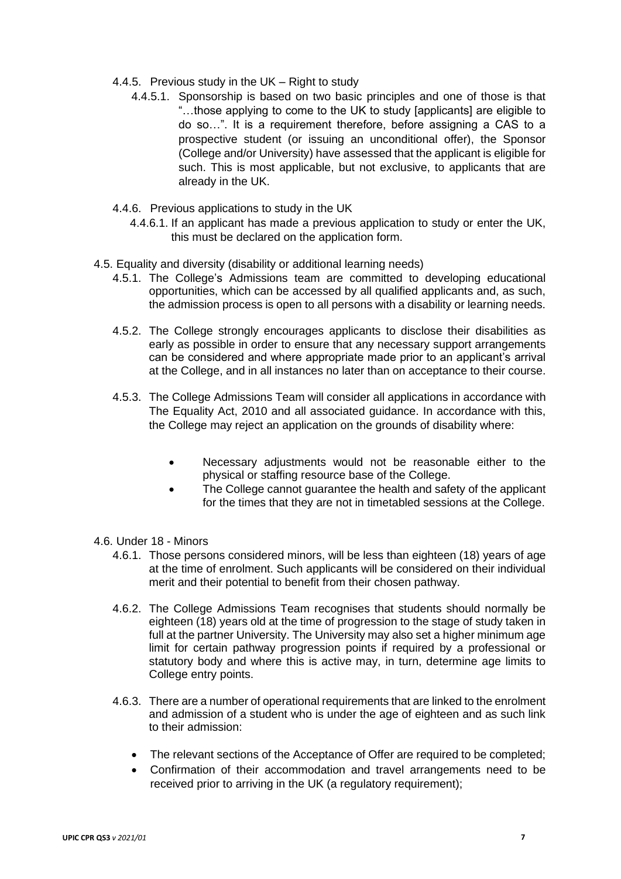4.4.5. Previous study in the UK – Right to study

4.4.5.1. Sponsorship is based on two basic principles and one of those is that "…those applying to come to the UK to study [applicants] are eligible to do so…". It is a requirement therefore, before assigning a CAS to a prospective student (or issuing an unconditional offer), the Sponsor (College and/or University) have assessed that the applicant is eligible for such. This is most applicable, but not exclusive, to applicants that are already in the UK.

4.4.6. Previous applications to study in the UK

4.4.6.1. If an applicant has made a previous application to study or enter the UK, this must be declared on the application form.

4.5. Equality and diversity (disability or additional learning needs)

4.5.1. The College's Admissions team are committed to developing educational opportunities, which can be accessed by all qualified applicants and, as such, the admission process is open to all persons with a disability or learning needs.

4.5.2. The College strongly encourages applicants to disclose their disabilities as early as possible in order to ensure that any necessary support arrangements can be considered and where appropriate made prior to an applicant's arrival at the College, and in all instances no later than on acceptance to their course.

4.5.3. The College Admissions Team will consider all applications in accordance with The Equality Act, 2010 and all associated guidance. In accordance with this, the College may reject an application on the grounds of disability where:

- Necessary adjustments would not be reasonable either to the physical or staffing resource base of the College.
- The College cannot guarantee the health and safety of the applicant for the times that they are not in timetabled sessions at the College.

4.6. Under 18 - Minors

4.6.1. Those persons considered minors, will be less than eighteen (18) years of age at the time of enrolment. Such applicants will be considered on their individual merit and their potential to benefit from their chosen pathway.

4.6.2. The College Admissions Team recognises that students should normally be eighteen (18) years old at the time of progression to the stage of study taken in full at the partner University. The University may also set a higher minimum age limit for certain pathway progression points if required by a professional or statutory body and where this is active may, in turn, determine age limits to College entry points.

4.6.3. There are a number of operational requirements that are linked to the enrolment and admission of a student who is under the age of eighteen and as such link to their admission:

- The relevant sections of the Acceptance of Offer are required to be completed;
- Confirmation of their accommodation and travel arrangements need to be received prior to arriving in the UK (a regulatory requirement);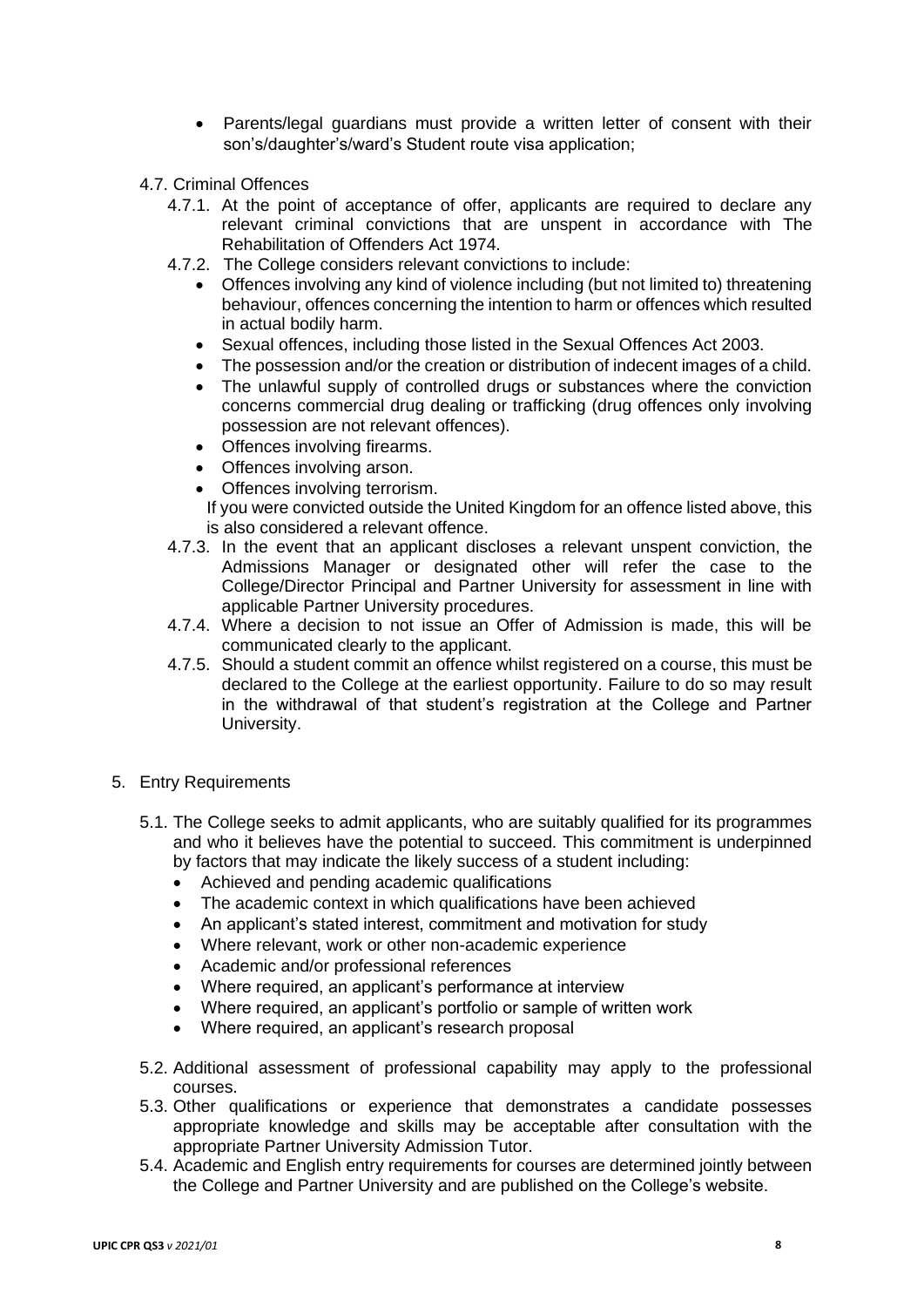- Parents/legal guardians must provide a written letter of consent with their son's/daughter's/ward's Student route visa application;

4.7. Criminal Offences

4.7.1. At the point of acceptance of offer, applicants are required to declare any relevant criminal convictions that are unspent in accordance with The Rehabilitation of Offenders Act 1974.

4.7.2. The College considers relevant convictions to include:

- Offences involving any kind of violence including (but not limited to) threatening behaviour, offences concerning the intention to harm or offences which resulted in actual bodily harm.
- Sexual offences, including those listed in the Sexual Offences Act 2003.
- The possession and/or the creation or distribution of indecent images of a child.
- The unlawful supply of controlled drugs or substances where the conviction concerns commercial drug dealing or trafficking (drug offences only involving possession are not relevant offences).
- Offences involving firearms.
- Offences involving arson.
- Offences involving terrorism.

If you were convicted outside the United Kingdom for an offence listed above, this is also considered a relevant offence.

4.7.3. In the event that an applicant discloses a relevant unspent conviction, the Admissions Manager or designated other will refer the case to the College/Director Principal and Partner University for assessment in line with applicable Partner University procedures.

4.7.4. Where a decision to not issue an Offer of Admission is made, this will be communicated clearly to the applicant.

4.7.5. Should a student commit an offence whilst registered on a course, this must be declared to the College at the earliest opportunity. Failure to do so may result in the withdrawal of that student's registration at the College and Partner University.

5. Entry Requirements

5.1. The College seeks to admit applicants, who are suitably qualified for its programmes and who it believes have the potential to succeed. This commitment is underpinned by factors that may indicate the likely success of a student including:

- Achieved and pending academic qualifications
- The academic context in which qualifications have been achieved
- An applicant's stated interest, commitment and motivation for study
- Where relevant, work or other non-academic experience
- Academic and/or professional references
- Where required, an applicant's performance at interview
- Where required, an applicant's portfolio or sample of written work
- Where required, an applicant's research proposal

5.2. Additional assessment of professional capability may apply to the professional courses.

5.3. Other qualifications or experience that demonstrates a candidate possesses appropriate knowledge and skills may be acceptable after consultation with the appropriate Partner University Admission Tutor.

5.4. Academic and English entry requirements for courses are determined jointly between the College and Partner University and are published on the College's website.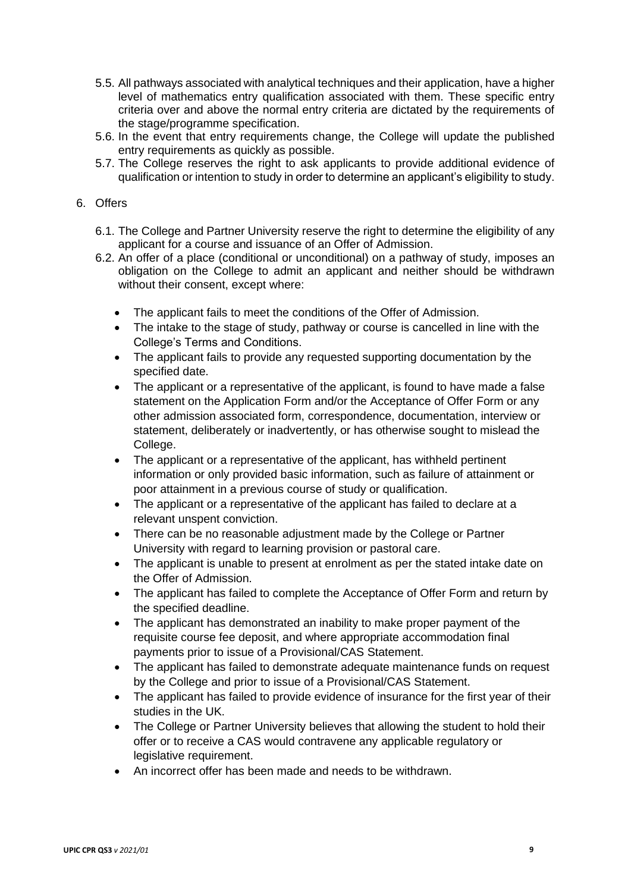5.5. All pathways associated with analytical techniques and their application, have a higher level of mathematics entry qualification associated with them. These specific entry criteria over and above the normal entry criteria are dictated by the requirements of the stage/programme specification.

5.6. In the event that entry requirements change, the College will update the published entry requirements as quickly as possible.

5.7. The College reserves the right to ask applicants to provide additional evidence of qualification or intention to study in order to determine an applicant's eligibility to study.

6. Offers

6.1. The College and Partner University reserve the right to determine the eligibility of any applicant for a course and issuance of an Offer of Admission.

6.2. An offer of a place (conditional or unconditional) on a pathway of study, imposes an obligation on the College to admit an applicant and neither should be withdrawn without their consent, except where:

- The applicant fails to meet the conditions of the Offer of Admission.
- The intake to the stage of study, pathway or course is cancelled in line with the College's Terms and Conditions.
- The applicant fails to provide any requested supporting documentation by the specified date.
- The applicant or a representative of the applicant, is found to have made a false statement on the Application Form and/or the Acceptance of Offer Form or any other admission associated form, correspondence, documentation, interview or statement, deliberately or inadvertently, or has otherwise sought to mislead the College.
- The applicant or a representative of the applicant, has withheld pertinent information or only provided basic information, such as failure of attainment or poor attainment in a previous course of study or qualification.
- The applicant or a representative of the applicant has failed to declare at a relevant unspent conviction.
- There can be no reasonable adjustment made by the College or Partner University with regard to learning provision or pastoral care.
- The applicant is unable to present at enrolment as per the stated intake date on the Offer of Admission.
- The applicant has failed to complete the Acceptance of Offer Form and return by the specified deadline.
- The applicant has demonstrated an inability to make proper payment of the requisite course fee deposit, and where appropriate accommodation final payments prior to issue of a Provisional/CAS Statement.
- The applicant has failed to demonstrate adequate maintenance funds on request by the College and prior to issue of a Provisional/CAS Statement.
- The applicant has failed to provide evidence of insurance for the first year of their studies in the UK.
- The College or Partner University believes that allowing the student to hold their offer or to receive a CAS would contravene any applicable regulatory or legislative requirement.
- An incorrect offer has been made and needs to be withdrawn.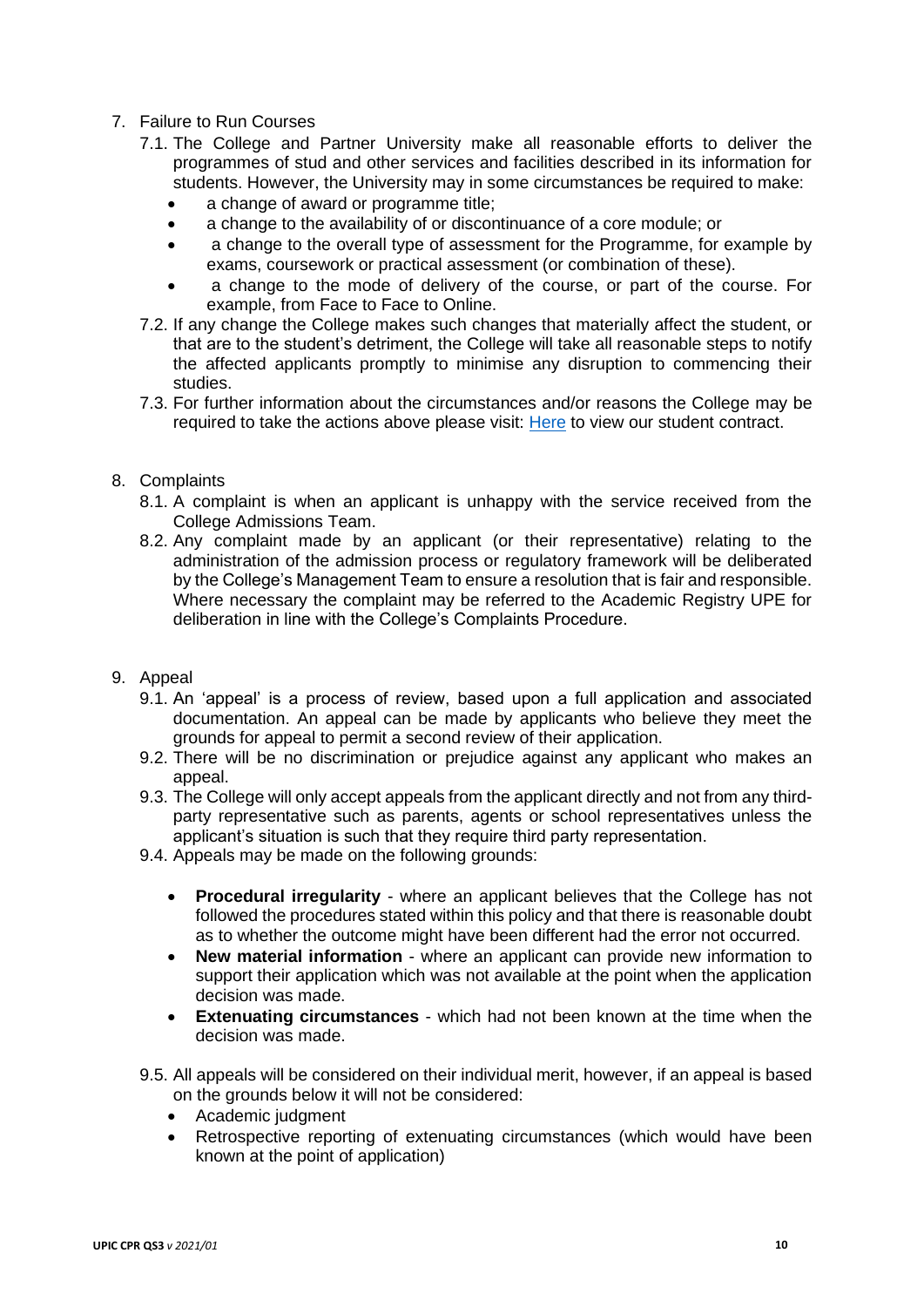7. Failure to Run Courses
    7.1. The College and Partner University make all reasonable efforts to deliver the programmes of stud and other services and facilities described in its information for students. However, the University may in some circumstances be required to make:
        - a change of award or programme title;
        - a change to the availability of or discontinuance of a core module; or
        - a change to the overall type of assessment for the Programme, for example by exams, coursework or practical assessment (or combination of these).
        - a change to the mode of delivery of the course, or part of the course. For example, from Face to Face to Online.
    7.2. If any change the College makes such changes that materially affect the student, or that are to the student's detriment, the College will take all reasonable steps to notify the affected applicants promptly to minimise any disruption to commencing their studies.
    7.3. For further information about the circumstances and/or reasons the College may be required to take the actions above please visit: Here to view our student contract.

8. Complaints
    8.1. A complaint is when an applicant is unhappy with the service received from the College Admissions Team.
    8.2. Any complaint made by an applicant (or their representative) relating to the administration of the admission process or regulatory framework will be deliberated by the College's Management Team to ensure a resolution that is fair and responsible. Where necessary the complaint may be referred to the Academic Registry UPE for deliberation in line with the College's Complaints Procedure.

9. Appeal
    9.1. An 'appeal' is a process of review, based upon a full application and associated documentation. An appeal can be made by applicants who believe they meet the grounds for appeal to permit a second review of their application.
    9.2. There will be no discrimination or prejudice against any applicant who makes an appeal.
    9.3. The College will only accept appeals from the applicant directly and not from any third-party representative such as parents, agents or school representatives unless the applicant's situation is such that they require third party representation.
    9.4. Appeals may be made on the following grounds:
        - **Procedural irregularity** - where an applicant believes that the College has not followed the procedures stated within this policy and that there is reasonable doubt as to whether the outcome might have been different had the error not occurred.
        - **New material information** - where an applicant can provide new information to support their application which was not available at the point when the application decision was made.
        - **Extenuating circumstances** - which had not been known at the time when the decision was made.
    9.5. All appeals will be considered on their individual merit, however, if an appeal is based on the grounds below it will not be considered:
        - Academic judgment
        - Retrospective reporting of extenuating circumstances (which would have been known at the point of application)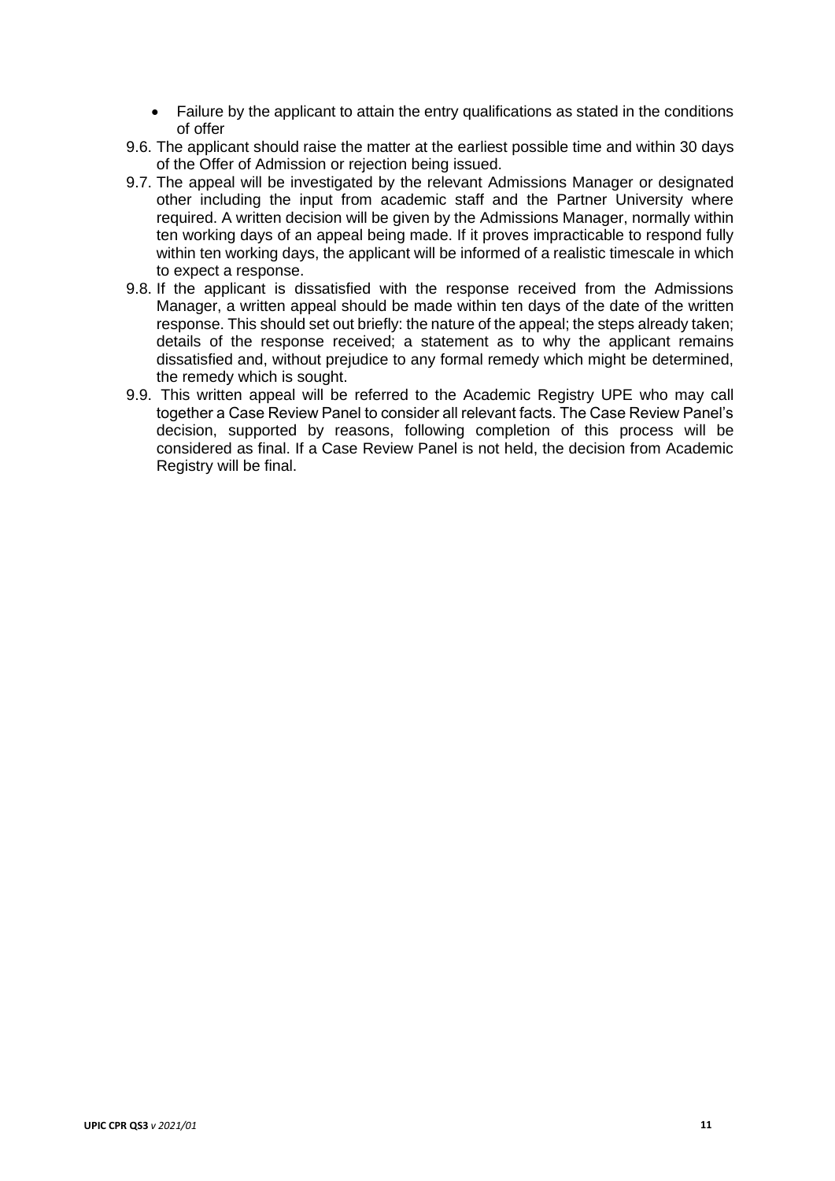- Failure by the applicant to attain the entry qualifications as stated in the conditions of offer

9.6. The applicant should raise the matter at the earliest possible time and within 30 days of the Offer of Admission or rejection being issued.

9.7. The appeal will be investigated by the relevant Admissions Manager or designated other including the input from academic staff and the Partner University where required. A written decision will be given by the Admissions Manager, normally within ten working days of an appeal being made. If it proves impracticable to respond fully within ten working days, the applicant will be informed of a realistic timescale in which to expect a response.

9.8. If the applicant is dissatisfied with the response received from the Admissions Manager, a written appeal should be made within ten days of the date of the written response. This should set out briefly: the nature of the appeal; the steps already taken; details of the response received; a statement as to why the applicant remains dissatisfied and, without prejudice to any formal remedy which might be determined, the remedy which is sought.

9.9. This written appeal will be referred to the Academic Registry UPE who may call together a Case Review Panel to consider all relevant facts. The Case Review Panel's decision, supported by reasons, following completion of this process will be considered as final. If a Case Review Panel is not held, the decision from Academic Registry will be final.